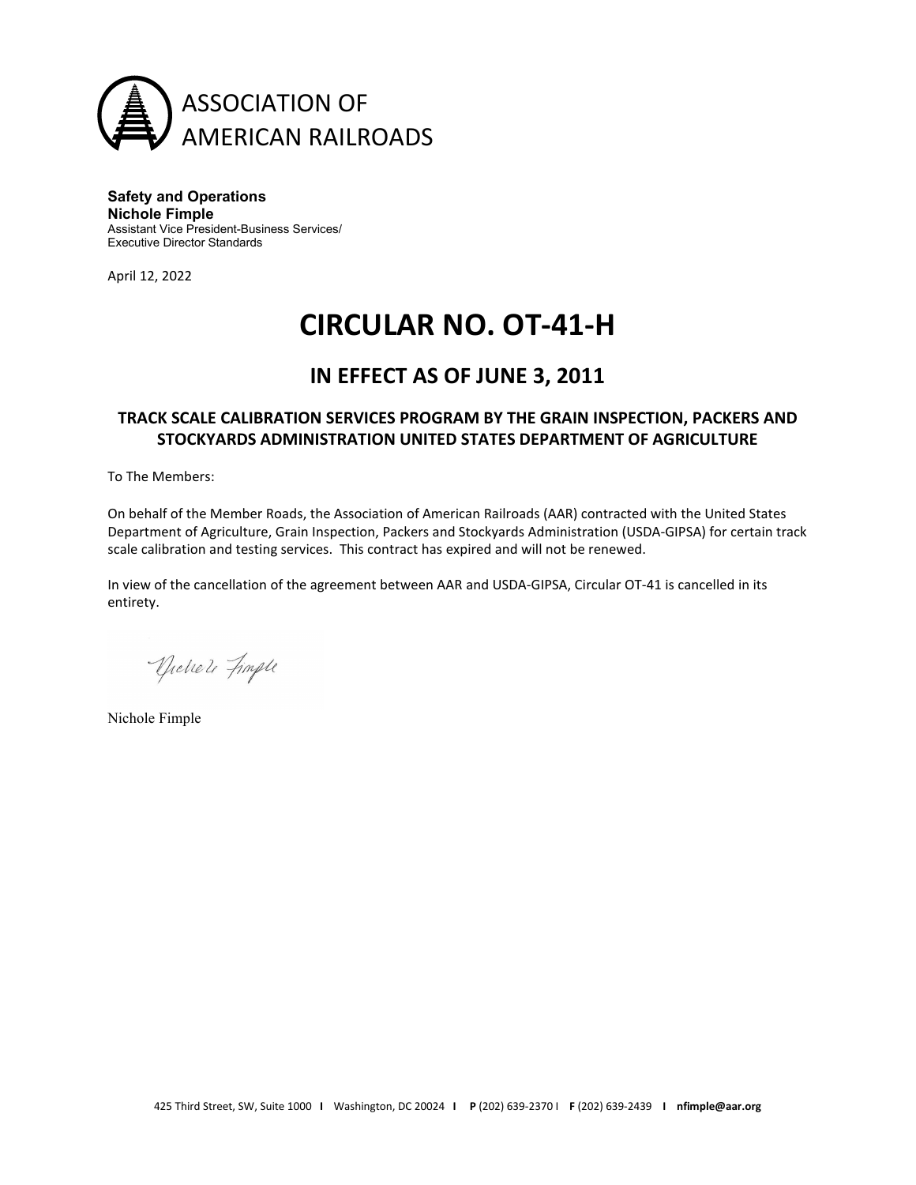ASSOCIATION OF
AMERICAN RAILROADS

**Safety and Operations**
**Nichole Fimple**
Assistant Vice President-Business Services/
Executive Director Standards

April 12, 2022

# CIRCULAR NO. OT-41-H

## IN EFFECT AS OF JUNE 3, 2011

### TRACK SCALE CALIBRATION SERVICES PROGRAM BY THE GRAIN INSPECTION, PACKERS AND STOCKYARDS ADMINISTRATION UNITED STATES DEPARTMENT OF AGRICULTURE

To The Members:

On behalf of the Member Roads, the Association of American Railroads (AAR) contracted with the United States Department of Agriculture, Grain Inspection, Packers and Stockyards Administration (USDA-GIPSA) for certain track scale calibration and testing services. This contract has expired and will not be renewed.

In view of the cancellation of the agreement between AAR and USDA-GIPSA, Circular OT-41 is cancelled in its entirety.

Nichole Fimple

425 Third Street, SW, Suite 1000 | Washington, DC 20024 | P (202) 639-2370 | F (202) 639-2439 | nfimple@aar.org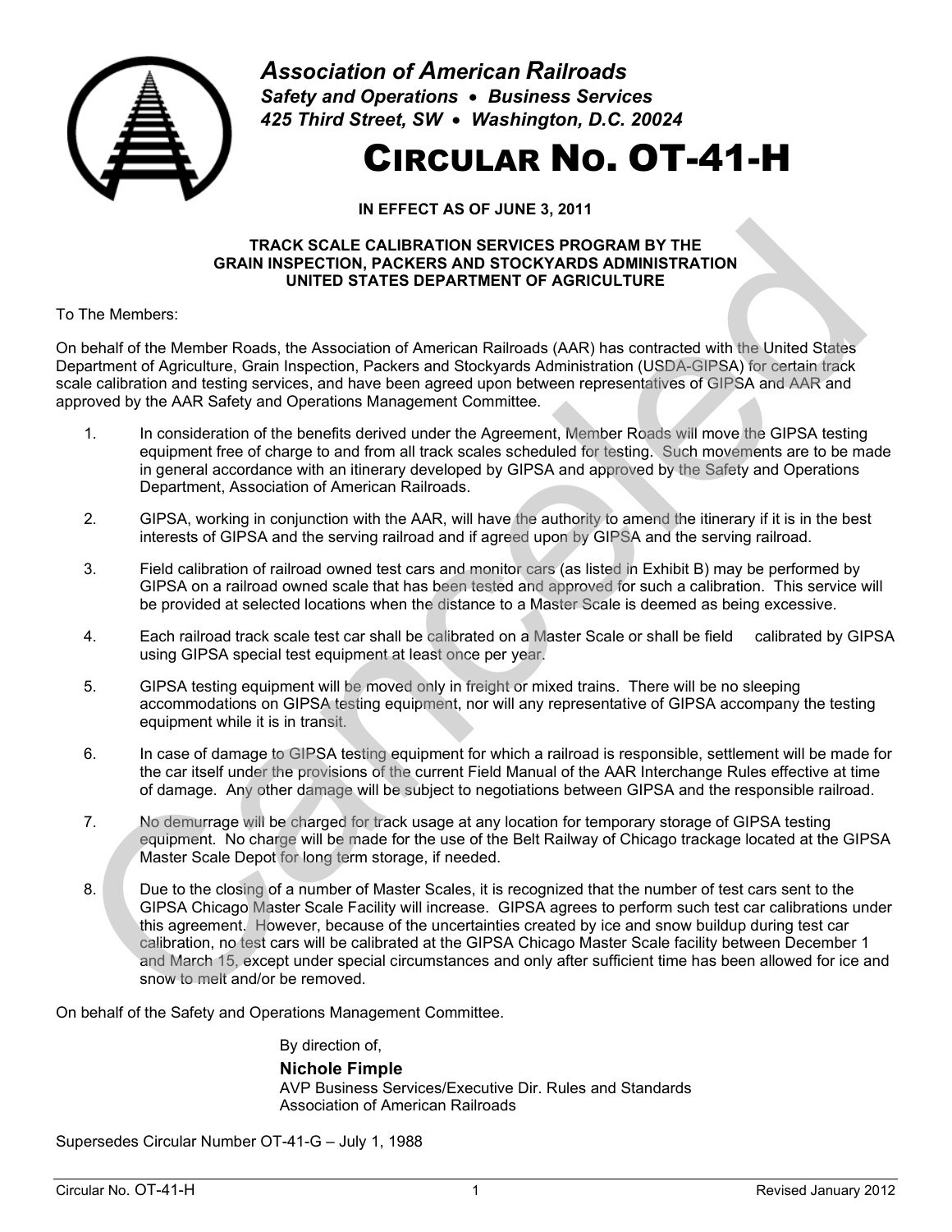**Association of American Railroads**
***Safety and Operations • Business Services***
***425 Third Street, SW • Washington, D.C. 20024***

# CIRCULAR NO. OT-41-H

**IN EFFECT AS OF JUNE 3, 2011**

**TRACK SCALE CALIBRATION SERVICES PROGRAM BY THE GRAIN INSPECTION, PACKERS AND STOCKYARDS ADMINISTRATION UNITED STATES DEPARTMENT OF AGRICULTURE**

To The Members:

On behalf of the Member Roads, the Association of American Railroads (AAR) has contracted with the United States Department of Agriculture, Grain Inspection, Packers and Stockyards Administration (USDA-GIPSA) for certain track scale calibration and testing services, and have been agreed upon between representatives of GIPSA and AAR and approved by the AAR Safety and Operations Management Committee.

1. In consideration of the benefits derived under the Agreement, Member Roads will move the GIPSA testing equipment free of charge to and from all track scales scheduled for testing. Such movements are to be made in general accordance with an itinerary developed by GIPSA and approved by the Safety and Operations Department, Association of American Railroads.

2. GIPSA, working in conjunction with the AAR, will have the authority to amend the itinerary if it is in the best interests of GIPSA and the serving railroad and if agreed upon by GIPSA and the serving railroad.

3. Field calibration of railroad owned test cars and monitor cars (as listed in Exhibit B) may be performed by GIPSA on a railroad owned scale that has been tested and approved for such a calibration. This service will be provided at selected locations when the distance to a Master Scale is deemed as being excessive.

4. Each railroad track scale test car shall be calibrated on a Master Scale or shall be field calibrated by GIPSA using GIPSA special test equipment at least once per year.

5. GIPSA testing equipment will be moved only in freight or mixed trains. There will be no sleeping accommodations on GIPSA testing equipment, nor will any representative of GIPSA accompany the testing equipment while it is in transit.

6. In case of damage to GIPSA testing equipment for which a railroad is responsible, settlement will be made for the car itself under the provisions of the current Field Manual of the AAR Interchange Rules effective at time of damage. Any other damage will be subject to negotiations between GIPSA and the responsible railroad.

7. No demurrage will be charged for track usage at any location for temporary storage of GIPSA testing equipment. No charge will be made for the use of the Belt Railway of Chicago trackage located at the GIPSA Master Scale Depot for long term storage, if needed.

8. Due to the closing of a number of Master Scales, it is recognized that the number of test cars sent to the GIPSA Chicago Master Scale Facility will increase. GIPSA agrees to perform such test car calibrations under this agreement. However, because of the uncertainties created by ice and snow buildup during test car calibration, no test cars will be calibrated at the GIPSA Chicago Master Scale facility between December 1 and March 15, except under special circumstances and only after sufficient time has been allowed for ice and snow to melt and/or be removed.

On behalf of the Safety and Operations Management Committee.

By direction of,

**Nichole Fimple**
AVP Business Services/Executive Dir. Rules and Standards
Association of American Railroads

Supersedes Circular Number OT-41-G – July 1, 1988

Cancelled